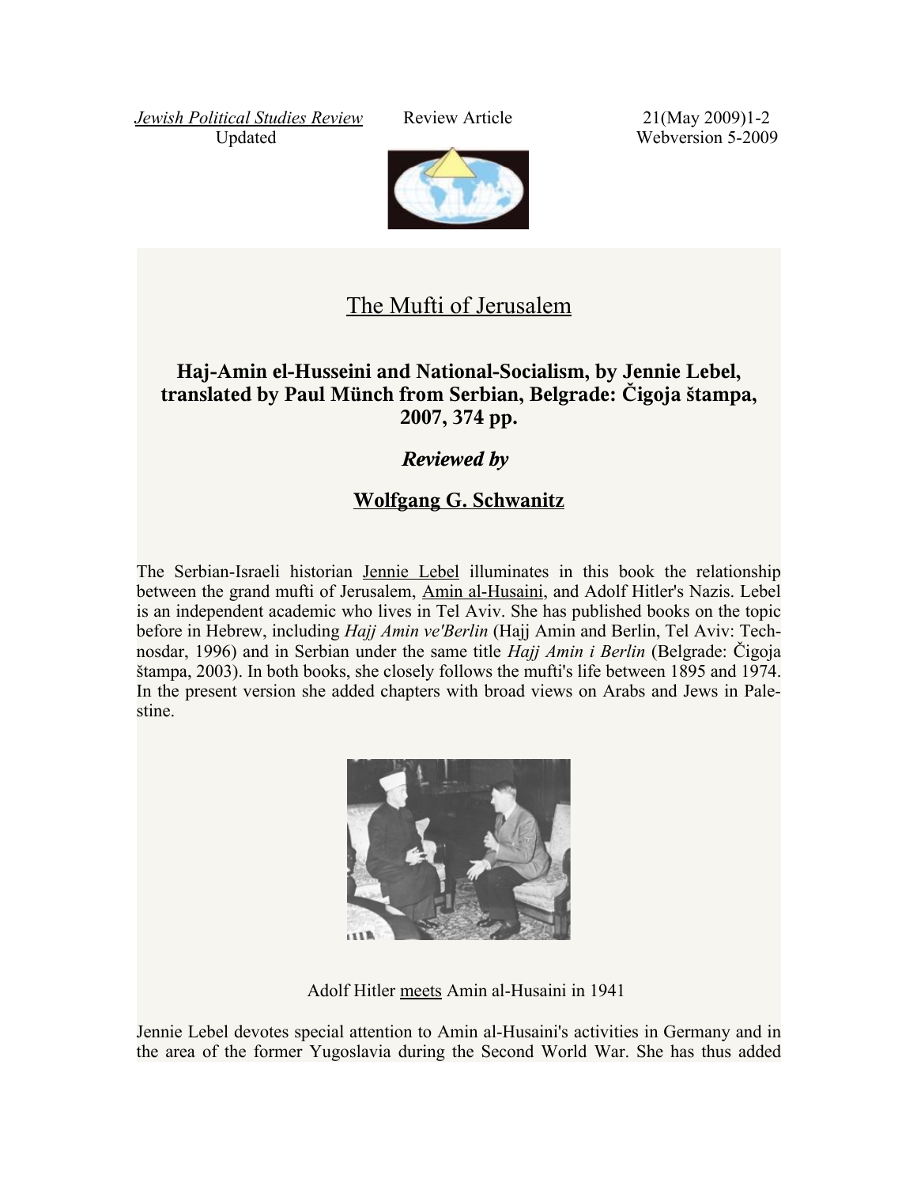*Jewish Political Studies Review* Review Article 21(May 2009)1-2
Updated Webversion 5-2009

# The Mufti of Jerusalem

## Haj-Amin el-Husseini and National-Socialism, by Jennie Lebel, translated by Paul Münch from Serbian, Belgrade: Čigoja štampa, 2007, 374 pp.

### *Reviewed by*

### Wolfgang G. Schwanitz

The Serbian-Israeli historian Jennie Lebel illuminates in this book the relationship between the grand mufti of Jerusalem, Amin al-Husaini, and Adolf Hitler's Nazis. Lebel is an independent academic who lives in Tel Aviv. She has published books on the topic before in Hebrew, including *Hajj Amin ve'Berlin* (Hajj Amin and Berlin, Tel Aviv: Technosdar, 1996) and in Serbian under the same title *Hajj Amin i Berlin* (Belgrade: Čigoja štampa, 2003). In both books, she closely follows the mufti's life between 1895 and 1974. In the present version she added chapters with broad views on Arabs and Jews in Palestine.

Adolf Hitler meets Amin al-Husaini in 1941

Jennie Lebel devotes special attention to Amin al-Husaini's activities in Germany and in the area of the former Yugoslavia during the Second World War. She has thus added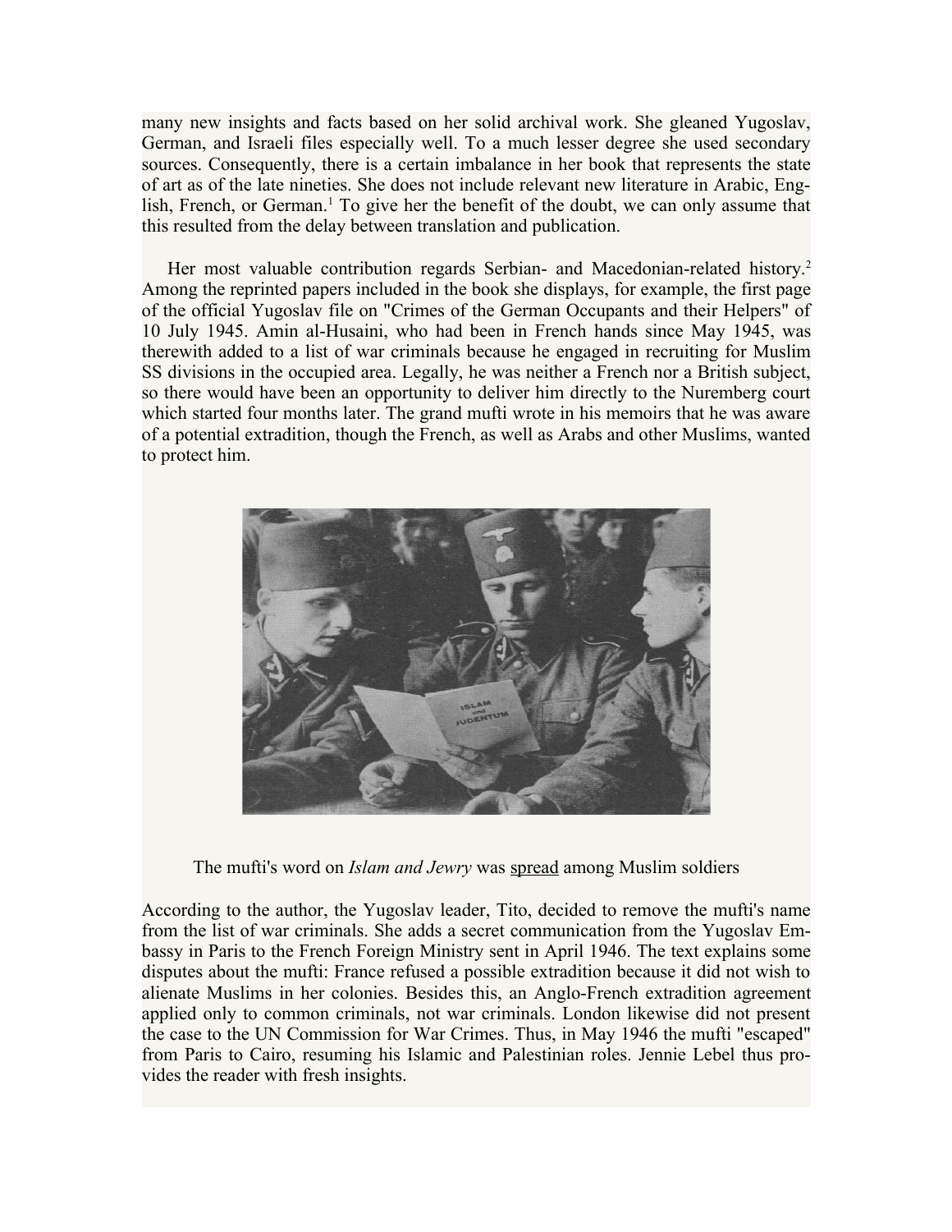many new insights and facts based on her solid archival work. She gleaned Yugoslav, German, and Israeli files especially well. To a much lesser degree she used secondary sources. Consequently, there is a certain imbalance in her book that represents the state of art as of the late nineties. She does not include relevant new literature in Arabic, English, French, or German.[1] To give her the benefit of the doubt, we can only assume that this resulted from the delay between translation and publication.

Her most valuable contribution regards Serbian- and Macedonian-related history.[2] Among the reprinted papers included in the book she displays, for example, the first page of the official Yugoslav file on "Crimes of the German Occupants and their Helpers" of 10 July 1945. Amin al-Husaini, who had been in French hands since May 1945, was therewith added to a list of war criminals because he engaged in recruiting for Muslim SS divisions in the occupied area. Legally, he was neither a French nor a British subject, so there would have been an opportunity to deliver him directly to the Nuremberg court which started four months later. The grand mufti wrote in his memoirs that he was aware of a potential extradition, though the French, as well as Arabs and other Muslims, wanted to protect him.

The mufti's word on *Islam and Jewry* was spread among Muslim soldiers

According to the author, the Yugoslav leader, Tito, decided to remove the mufti's name from the list of war criminals. She adds a secret communication from the Yugoslav Embassy in Paris to the French Foreign Ministry sent in April 1946. The text explains some disputes about the mufti: France refused a possible extradition because it did not wish to alienate Muslims in her colonies. Besides this, an Anglo-French extradition agreement applied only to common criminals, not war criminals. London likewise did not present the case to the UN Commission for War Crimes. Thus, in May 1946 the mufti "escaped" from Paris to Cairo, resuming his Islamic and Palestinian roles. Jennie Lebel thus provides the reader with fresh insights.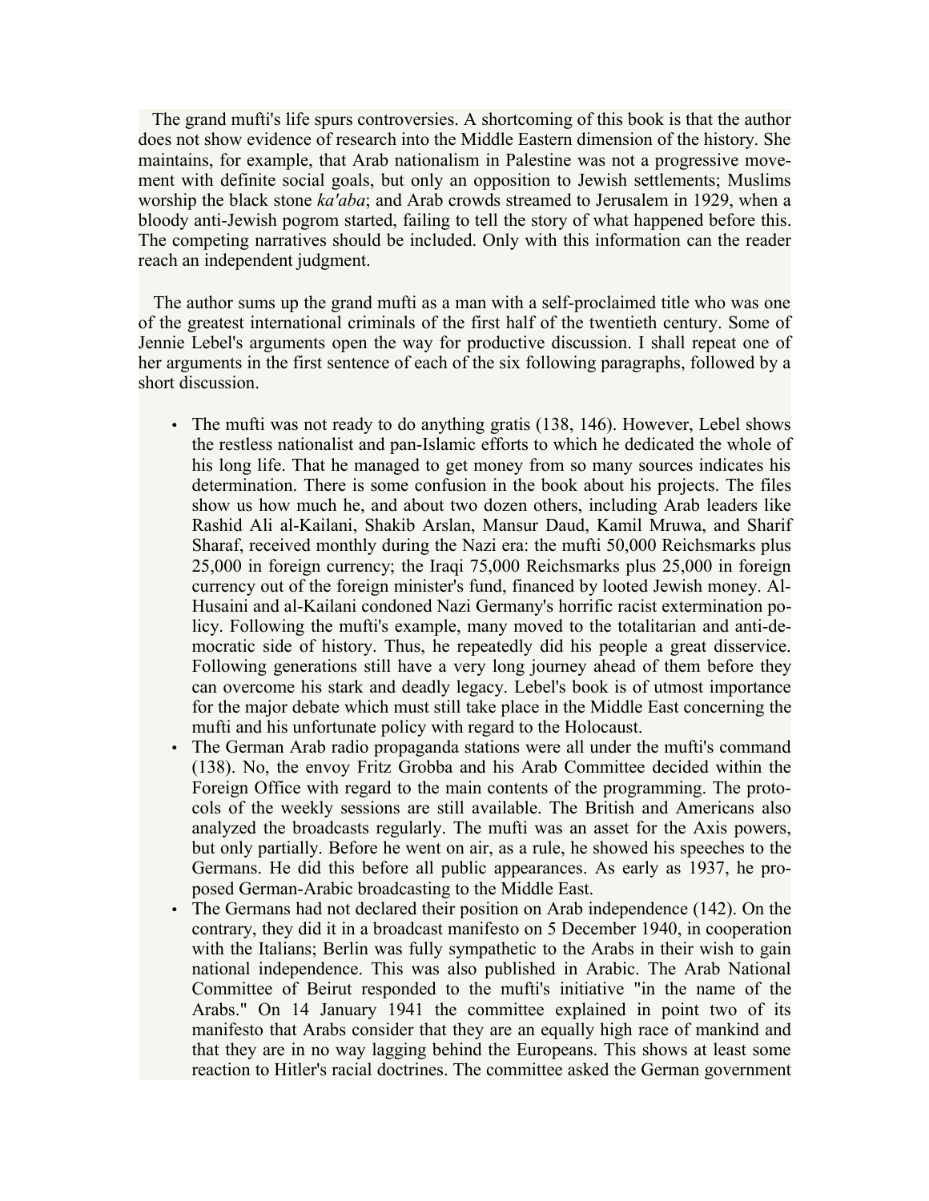The grand mufti's life spurs controversies. A shortcoming of this book is that the author does not show evidence of research into the Middle Eastern dimension of the history. She maintains, for example, that Arab nationalism in Palestine was not a progressive movement with definite social goals, but only an opposition to Jewish settlements; Muslims worship the black stone *ka'aba*; and Arab crowds streamed to Jerusalem in 1929, when a bloody anti-Jewish pogrom started, failing to tell the story of what happened before this. The competing narratives should be included. Only with this information can the reader reach an independent judgment.

The author sums up the grand mufti as a man with a self-proclaimed title who was one of the greatest international criminals of the first half of the twentieth century. Some of Jennie Lebel's arguments open the way for productive discussion. I shall repeat one of her arguments in the first sentence of each of the six following paragraphs, followed by a short discussion.

- The mufti was not ready to do anything gratis (138, 146). However, Lebel shows the restless nationalist and pan-Islamic efforts to which he dedicated the whole of his long life. That he managed to get money from so many sources indicates his determination. There is some confusion in the book about his projects. The files show us how much he, and about two dozen others, including Arab leaders like Rashid Ali al-Kailani, Shakib Arslan, Mansur Daud, Kamil Mruwa, and Sharif Sharaf, received monthly during the Nazi era: the mufti 50,000 Reichsmarks plus 25,000 in foreign currency; the Iraqi 75,000 Reichsmarks plus 25,000 in foreign currency out of the foreign minister's fund, financed by looted Jewish money. Al-Husaini and al-Kailani condoned Nazi Germany's horrific racist extermination policy. Following the mufti's example, many moved to the totalitarian and anti-democratic side of history. Thus, he repeatedly did his people a great disservice. Following generations still have a very long journey ahead of them before they can overcome his stark and deadly legacy. Lebel's book is of utmost importance for the major debate which must still take place in the Middle East concerning the mufti and his unfortunate policy with regard to the Holocaust.
- The German Arab radio propaganda stations were all under the mufti's command (138). No, the envoy Fritz Grobba and his Arab Committee decided within the Foreign Office with regard to the main contents of the programming. The protocols of the weekly sessions are still available. The British and Americans also analyzed the broadcasts regularly. The mufti was an asset for the Axis powers, but only partially. Before he went on air, as a rule, he showed his speeches to the Germans. He did this before all public appearances. As early as 1937, he proposed German-Arabic broadcasting to the Middle East.
- The Germans had not declared their position on Arab independence (142). On the contrary, they did it in a broadcast manifesto on 5 December 1940, in cooperation with the Italians; Berlin was fully sympathetic to the Arabs in their wish to gain national independence. This was also published in Arabic. The Arab National Committee of Beirut responded to the mufti's initiative "in the name of the Arabs." On 14 January 1941 the committee explained in point two of its manifesto that Arabs consider that they are an equally high race of mankind and that they are in no way lagging behind the Europeans. This shows at least some reaction to Hitler's racial doctrines. The committee asked the German government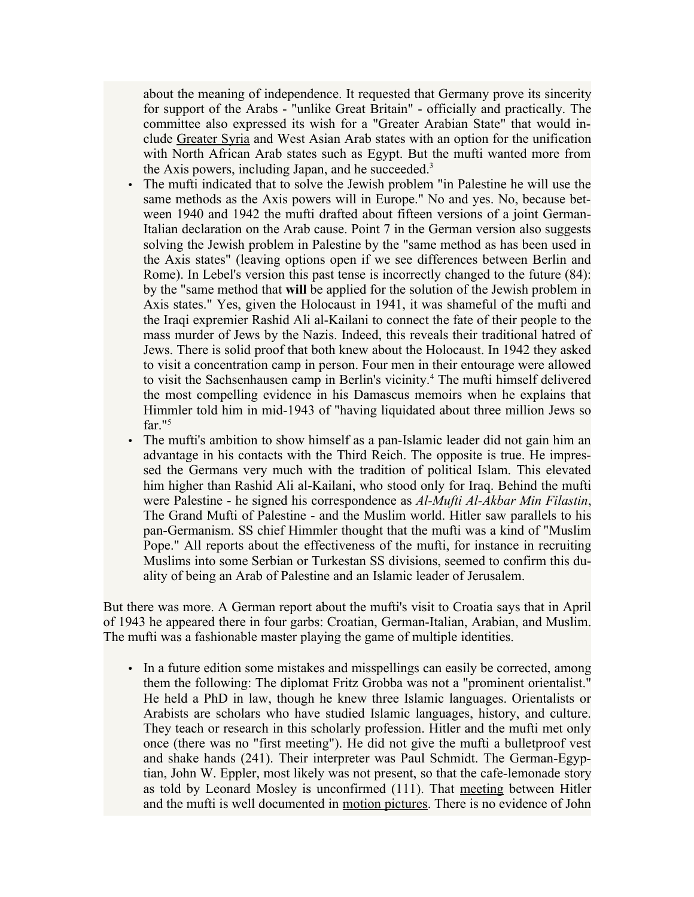about the meaning of independence. It requested that Germany prove its sincerity for support of the Arabs - "unlike Great Britain" - officially and practically. The committee also expressed its wish for a "Greater Arabian State" that would include Greater Syria and West Asian Arab states with an option for the unification with North African Arab states such as Egypt. But the mufti wanted more from the Axis powers, including Japan, and he succeeded.[3]

- The mufti indicated that to solve the Jewish problem "in Palestine he will use the same methods as the Axis powers will in Europe." No and yes. No, because between 1940 and 1942 the mufti drafted about fifteen versions of a joint German-Italian declaration on the Arab cause. Point 7 in the German version also suggests solving the Jewish problem in Palestine by the "same method as has been used in the Axis states" (leaving options open if we see differences between Berlin and Rome). In Lebel's version this past tense is incorrectly changed to the future (84): by the "same method that **will** be applied for the solution of the Jewish problem in Axis states." Yes, given the Holocaust in 1941, it was shameful of the mufti and the Iraqi expremier Rashid Ali al-Kailani to connect the fate of their people to the mass murder of Jews by the Nazis. Indeed, this reveals their traditional hatred of Jews. There is solid proof that both knew about the Holocaust. In 1942 they asked to visit a concentration camp in person. Four men in their entourage were allowed to visit the Sachsenhausen camp in Berlin's vicinity.[4] The mufti himself delivered the most compelling evidence in his Damascus memoirs when he explains that Himmler told him in mid-1943 of "having liquidated about three million Jews so far."[5]
- The mufti's ambition to show himself as a pan-Islamic leader did not gain him an advantage in his contacts with the Third Reich. The opposite is true. He impressed the Germans very much with the tradition of political Islam. This elevated him higher than Rashid Ali al-Kailani, who stood only for Iraq. Behind the mufti were Palestine - he signed his correspondence as *Al-Mufti Al-Akbar Min Filastin*, The Grand Mufti of Palestine - and the Muslim world. Hitler saw parallels to his pan-Germanism. SS chief Himmler thought that the mufti was a kind of "Muslim Pope." All reports about the effectiveness of the mufti, for instance in recruiting Muslims into some Serbian or Turkestan SS divisions, seemed to confirm this duality of being an Arab of Palestine and an Islamic leader of Jerusalem.

But there was more. A German report about the mufti's visit to Croatia says that in April of 1943 he appeared there in four garbs: Croatian, German-Italian, Arabian, and Muslim. The mufti was a fashionable master playing the game of multiple identities.

- In a future edition some mistakes and misspellings can easily be corrected, among them the following: The diplomat Fritz Grobba was not a "prominent orientalist." He held a PhD in law, though he knew three Islamic languages. Orientalists or Arabists are scholars who have studied Islamic languages, history, and culture. They teach or research in this scholarly profession. Hitler and the mufti met only once (there was no "first meeting"). He did not give the mufti a bulletproof vest and shake hands (241). Their interpreter was Paul Schmidt. The German-Egyptian, John W. Eppler, most likely was not present, so that the cafe-lemonade story as told by Leonard Mosley is unconfirmed (111). That meeting between Hitler and the mufti is well documented in motion pictures. There is no evidence of John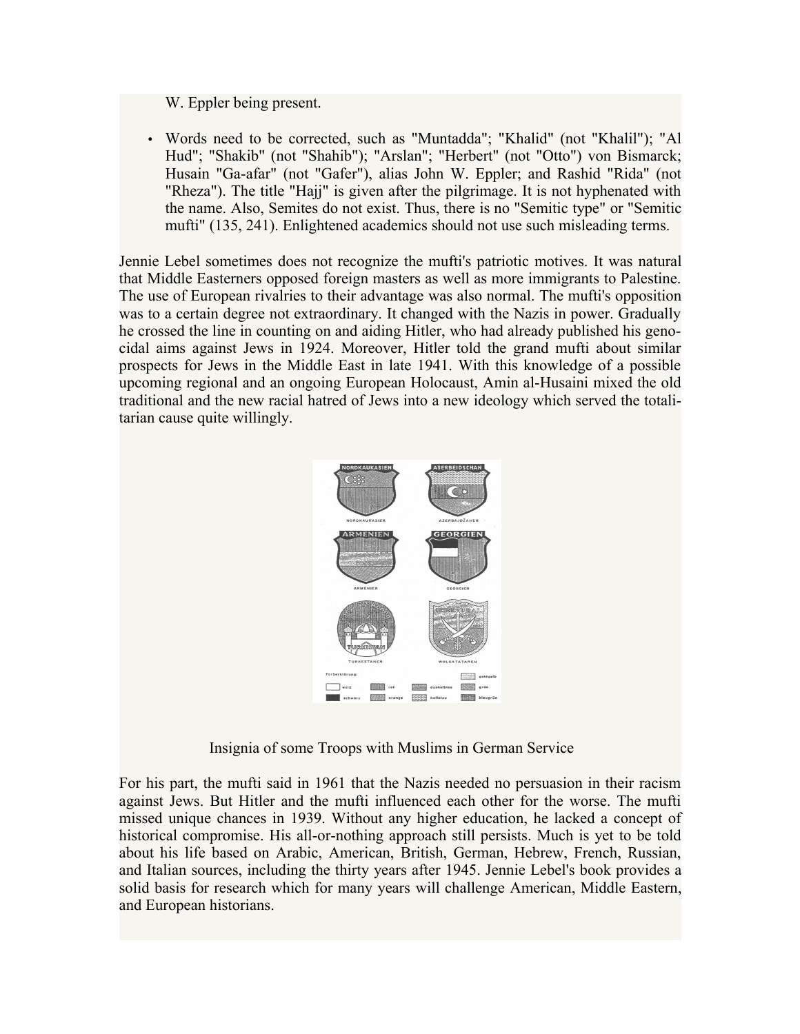W. Eppler being present.

- Words need to be corrected, such as "Muntadda"; "Khalid" (not "Khalil"); "Al Hud"; "Shakib" (not "Shahib"); "Arslan"; "Herbert" (not "Otto") von Bismarck; Husain "Ga-afar" (not "Gafer"), alias John W. Eppler; and Rashid "Rida" (not "Rheza"). The title "Hajj" is given after the pilgrimage. It is not hyphenated with the name. Also, Semites do not exist. Thus, there is no "Semitic type" or "Semitic mufti" (135, 241). Enlightened academics should not use such misleading terms.

Jennie Lebel sometimes does not recognize the mufti's patriotic motives. It was natural that Middle Easterners opposed foreign masters as well as more immigrants to Palestine. The use of European rivalries to their advantage was also normal. The mufti's opposition was to a certain degree not extraordinary. It changed with the Nazis in power. Gradually he crossed the line in counting on and aiding Hitler, who had already published his genocidal aims against Jews in 1924. Moreover, Hitler told the grand mufti about similar prospects for Jews in the Middle East in late 1941. With this knowledge of a possible upcoming regional and an ongoing European Holocaust, Amin al-Husaini mixed the old traditional and the new racial hatred of Jews into a new ideology which served the totalitarian cause quite willingly.

Insignia of some Troops with Muslims in German Service

For his part, the mufti said in 1961 that the Nazis needed no persuasion in their racism against Jews. But Hitler and the mufti influenced each other for the worse. The mufti missed unique chances in 1939. Without any higher education, he lacked a concept of historical compromise. His all-or-nothing approach still persists. Much is yet to be told about his life based on Arabic, American, British, German, Hebrew, French, Russian, and Italian sources, including the thirty years after 1945. Jennie Lebel's book provides a solid basis for research which for many years will challenge American, Middle Eastern, and European historians.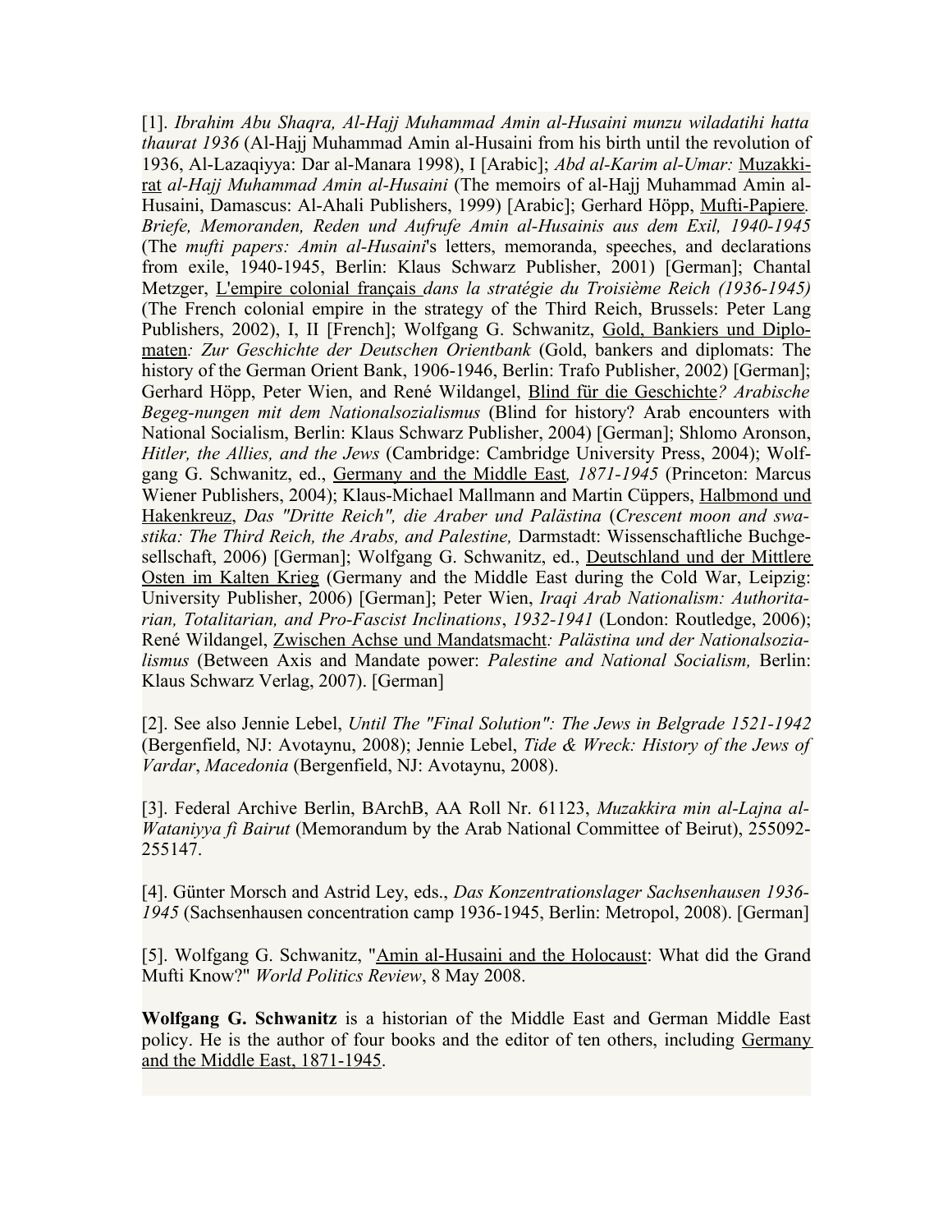[1]. *Ibrahim Abu Shaqra, Al-Hajj Muhammad Amin al-Husaini munzu wiladatihi hatta thaurat 1936* (Al-Hajj Muhammad Amin al-Husaini from his birth until the revolution of 1936, Al-Lazaqiyya: Dar al-Manara 1998), I [Arabic]; *Abd al-Karim al-Umar:* Muzakkirat *al-Hajj Muhammad Amin al-Husaini* (The memoirs of al-Hajj Muhammad Amin al-Husaini, Damascus: Al-Ahali Publishers, 1999) [Arabic]; Gerhard Höpp, Mufti-Papiere*. Briefe, Memoranden, Reden und Aufrufe Amin al-Husainis aus dem Exil, 1940-1945* (The *mufti papers: Amin al-Husaini*'s letters, memoranda, speeches, and declarations from exile, 1940-1945, Berlin: Klaus Schwarz Publisher, 2001) [German]; Chantal Metzger, L'empire colonial français *dans la stratégie du Troisième Reich (1936-1945)* (The French colonial empire in the strategy of the Third Reich, Brussels: Peter Lang Publishers, 2002), I, II [French]; Wolfgang G. Schwanitz, Gold, Bankiers und Diplomaten*: Zur Geschichte der Deutschen Orientbank* (Gold, bankers and diplomats: The history of the German Orient Bank, 1906-1946, Berlin: Trafo Publisher, 2002) [German]; Gerhard Höpp, Peter Wien, and René Wildangel, Blind für die Geschichte*? Arabische Begeg-nungen mit dem Nationalsozialismus* (Blind for history? Arab encounters with National Socialism, Berlin: Klaus Schwarz Publisher, 2004) [German]; Shlomo Aronson, *Hitler, the Allies, and the Jews* (Cambridge: Cambridge University Press, 2004); Wolfgang G. Schwanitz, ed., Germany and the Middle East*, 1871-1945* (Princeton: Marcus Wiener Publishers, 2004); Klaus-Michael Mallmann and Martin Cüppers, Halbmond und Hakenkreuz, *Das "Dritte Reich", die Araber und Palästina* (*Crescent moon and swastika: The Third Reich, the Arabs, and Palestine,* Darmstadt: Wissenschaftliche Buchgesellschaft, 2006) [German]; Wolfgang G. Schwanitz, ed., Deutschland und der Mittlere Osten im Kalten Krieg (Germany and the Middle East during the Cold War, Leipzig: University Publisher, 2006) [German]; Peter Wien, *Iraqi Arab Nationalism: Authoritarian, Totalitarian, and Pro-Fascist Inclinations*, *1932-1941* (London: Routledge, 2006); René Wildangel, Zwischen Achse und Mandatsmacht*: Palästina und der Nationalsozialismus* (Between Axis and Mandate power: *Palestine and National Socialism,* Berlin: Klaus Schwarz Verlag, 2007). [German]

[2]. See also Jennie Lebel, *Until The "Final Solution": The Jews in Belgrade 1521-1942* (Bergenfield, NJ: Avotaynu, 2008); Jennie Lebel, *Tide & Wreck: History of the Jews of Vardar*, *Macedonia* (Bergenfield, NJ: Avotaynu, 2008).

[3]. Federal Archive Berlin, BArchB, AA Roll Nr. 61123, *Muzakkira min al-Lajna al-Wataniyya fi Bairut* (Memorandum by the Arab National Committee of Beirut), 255092-255147.

[4]. Günter Morsch and Astrid Ley, eds., *Das Konzentrationslager Sachsenhausen 1936-1945* (Sachsenhausen concentration camp 1936-1945, Berlin: Metropol, 2008). [German]

[5]. Wolfgang G. Schwanitz, "Amin al-Husaini and the Holocaust: What did the Grand Mufti Know?" *World Politics Review*, 8 May 2008.

**Wolfgang G. Schwanitz** is a historian of the Middle East and German Middle East policy. He is the author of four books and the editor of ten others, including Germany and the Middle East, 1871-1945.